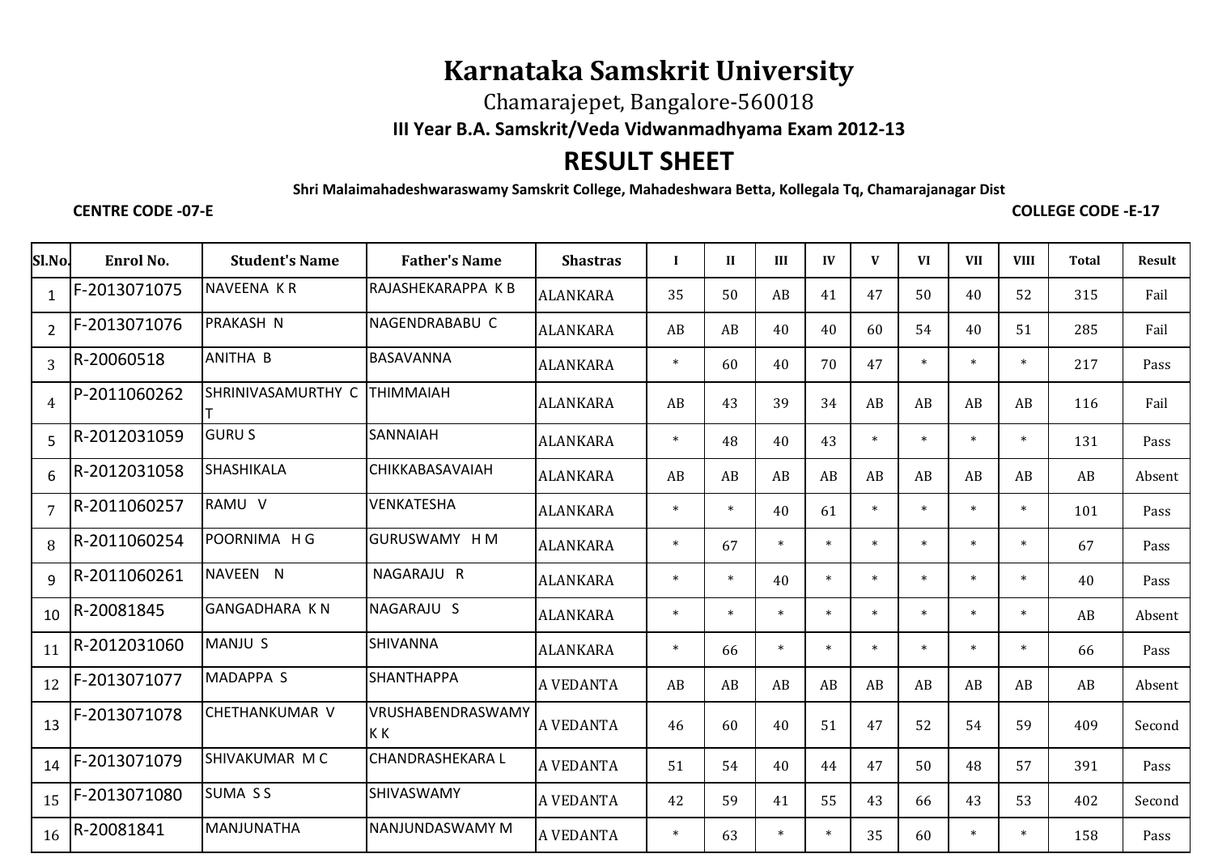# Karnataka Samskrit University

Chamarajepet, Bangalore-560018

**III Year B.A. Samskrit/Veda Vidwanmadhyama Exam 2012-13**

## RESULT SHEET

**Shri Malaimahadeshwaraswamy Samskrit College, Mahadeshwara Betta, Kollegala Tq, Chamarajanagar Dist**

**CENTRE CODE -07-E** **COLLEGE CODE -E-17**

| Sl.No. | Enrol No. | Student's Name | Father's Name | Shastras | I | II | III | IV | V | VI | VII | VIII | Total | Result |
|---|---|---|---|---|---|---|---|---|---|---|---|---|---|---|
| 1 | F-2013071075 | NAVEENA K R | RAJASHEKARAPPA K B | ALANKARA | 35 | 50 | AB | 41 | 47 | 50 | 40 | 52 | 315 | Fail |
| 2 | F-2013071076 | PRAKASH N | NAGENDRABABU C | ALANKARA | AB | AB | 40 | 40 | 60 | 54 | 40 | 51 | 285 | Fail |
| 3 | R-20060518 | ANITHA B | BASAVANNA | ALANKARA | * | 60 | 40 | 70 | 47 | * | * | * | 217 | Pass |
| 4 | P-2011060262 | SHRINIVASAMURTHY C T | THIMMAIAH | ALANKARA | AB | 43 | 39 | 34 | AB | AB | AB | AB | 116 | Fail |
| 5 | R-2012031059 | GURU S | SANNAIAH | ALANKARA | * | 48 | 40 | 43 | * | * | * | * | 131 | Pass |
| 6 | R-2012031058 | SHASHIKALA | CHIKKABASAVAIAH | ALANKARA | AB | AB | AB | AB | AB | AB | AB | AB | AB | Absent |
| 7 | R-2011060257 | RAMU V | VENKATESHA | ALANKARA | * | * | 40 | 61 | * | * | * | * | 101 | Pass |
| 8 | R-2011060254 | POORNIMA H G | GURUSWAMY H M | ALANKARA | * | 67 | * | * | * | * | * | * | 67 | Pass |
| 9 | R-2011060261 | NAVEEN N | NAGARAJU R | ALANKARA | * | * | 40 | * | * | * | * | * | 40 | Pass |
| 10 | R-20081845 | GANGADHARA K N | NAGARAJU S | ALANKARA | * | * | * | * | * | * | * | * | AB | Absent |
| 11 | R-2012031060 | MANJU S | SHIVANNA | ALANKARA | * | 66 | * | * | * | * | * | * | 66 | Pass |
| 12 | F-2013071077 | MADAPPA S | SHANTHAPPA | A VEDANTA | AB | AB | AB | AB | AB | AB | AB | AB | AB | Absent |
| 13 | F-2013071078 | CHETHANKUMAR V | VRUSHABENDRASWAMY K K | A VEDANTA | 46 | 60 | 40 | 51 | 47 | 52 | 54 | 59 | 409 | Second |
| 14 | F-2013071079 | SHIVAKUMAR M C | CHANDRASHEKARA L | A VEDANTA | 51 | 54 | 40 | 44 | 47 | 50 | 48 | 57 | 391 | Pass |
| 15 | F-2013071080 | SUMA S S | SHIVASWAMY | A VEDANTA | 42 | 59 | 41 | 55 | 43 | 66 | 43 | 53 | 402 | Second |
| 16 | R-20081841 | MANJUNATHA | NANJUNDASWAMY M | A VEDANTA | * | 63 | * | * | 35 | 60 | * | * | 158 | Pass |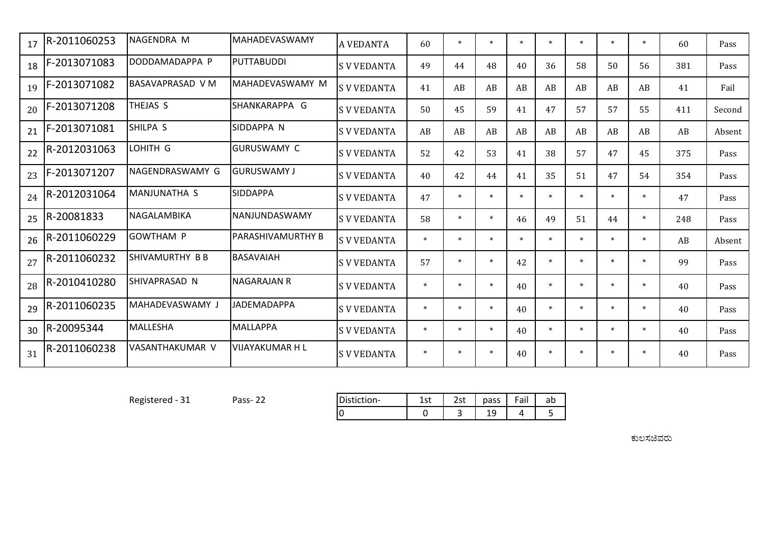| | | | | | | | | | | | | | | |
|---|---|---|---|---|---|---|---|---|---|---|---|---|---|---|
| 17 | R-2011060253 | NAGENDRA M | MAHADEVASWAMY | A VEDANTA | 60 | * | * | * | * | * | * | * | 60 | Pass |
| 18 | F-2013071083 | DODDAMADAPPA P | PUTTABUDDI | S V VEDANTA | 49 | 44 | 48 | 40 | 36 | 58 | 50 | 56 | 381 | Pass |
| 19 | F-2013071082 | BASAVAPRASAD V M | MAHADEVASWAMY M | S V VEDANTA | 41 | AB | AB | AB | AB | AB | AB | AB | 41 | Fail |
| 20 | F-2013071208 | THEJAS S | SHANKARAPPA G | S V VEDANTA | 50 | 45 | 59 | 41 | 47 | 57 | 57 | 55 | 411 | Second |
| 21 | F-2013071081 | SHILPA S | SIDDAPPA N | S V VEDANTA | AB | AB | AB | AB | AB | AB | AB | AB | AB | Absent |
| 22 | R-2012031063 | LOHITH G | GURUSWAMY C | S V VEDANTA | 52 | 42 | 53 | 41 | 38 | 57 | 47 | 45 | 375 | Pass |
| 23 | F-2013071207 | NAGENDRASWAMY G | GURUSWAMY J | S V VEDANTA | 40 | 42 | 44 | 41 | 35 | 51 | 47 | 54 | 354 | Pass |
| 24 | R-2012031064 | MANJUNATHA S | SIDDAPPA | S V VEDANTA | 47 | * | * | * | * | * | * | * | 47 | Pass |
| 25 | R-20081833 | NAGALAMBIKA | NANJUNDASWAMY | S V VEDANTA | 58 | * | * | 46 | 49 | 51 | 44 | * | 248 | Pass |
| 26 | R-2011060229 | GOWTHAM P | PARASHIVAMURTHY B | S V VEDANTA | * | * | * | * | * | * | * | * | AB | Absent |
| 27 | R-2011060232 | SHIVAMURTHY B B | BASAVAIAH | S V VEDANTA | 57 | * | * | 42 | * | * | * | * | 99 | Pass |
| 28 | R-2010410280 | SHIVAPRASAD N | NAGARAJAN R | S V VEDANTA | * | * | * | 40 | * | * | * | * | 40 | Pass |
| 29 | R-2011060235 | MAHADEVASWAMY J | JADEMADAPPA | S V VEDANTA | * | * | * | 40 | * | * | * | * | 40 | Pass |
| 30 | R-20095344 | MALLESHA | MALLAPPA | S V VEDANTA | * | * | * | 40 | * | * | * | * | 40 | Pass |
| 31 | R-2011060238 | VASANTHAKUMAR V | VIJAYAKUMAR H L | S V VEDANTA | * | * | * | 40 | * | * | * | * | 40 | Pass |

Registered - 31 Pass- 22

| Distiction- | 1st | 2st | pass | Fail | ab |
|---|---|---|---|---|---|
| 0 | 0 | 3 | 19 | 4 | 5 |

ಕುಲಸಚಿವರು